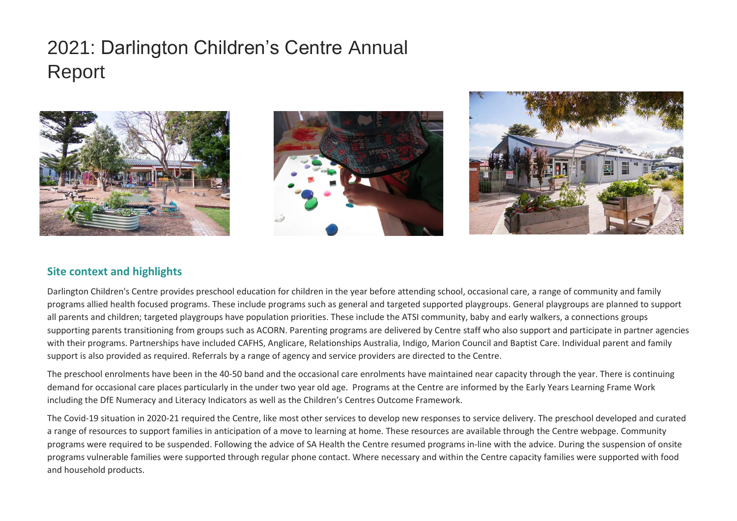# 2021: Darlington Children's Centre Annual Report

## Site context and highlights

Darlington Children's Centre provides preschool education for children in the year before attending school, occasional care, a range of community and family programs allied health focused programs. These include programs such as general and targeted supported playgroups. General playgroups are planned to support all parents and children; targeted playgroups have population priorities. These include the ATSI community, baby and early walkers, a connections groups supporting parents transitioning from groups such as ACORN. Parenting programs are delivered by Centre staff who also support and participate in partner agencies with their programs. Partnerships have included CAFHS, Anglicare, Relationships Australia, Indigo, Marion Council and Baptist Care. Individual parent and family support is also provided as required. Referrals by a range of agency and service providers are directed to the Centre.

The preschool enrolments have been in the 40-50 band and the occasional care enrolments have maintained near capacity through the year. There is continuing demand for occasional care places particularly in the under two year old age. Programs at the Centre are informed by the Early Years Learning Frame Work including the DfE Numeracy and Literacy Indicators as well as the Children's Centres Outcome Framework.

The Covid-19 situation in 2020-21 required the Centre, like most other services to develop new responses to service delivery. The preschool developed and curated a range of resources to support families in anticipation of a move to learning at home. These resources are available through the Centre webpage. Community programs were required to be suspended. Following the advice of SA Health the Centre resumed programs in-line with the advice. During the suspension of onsite programs vulnerable families were supported through regular phone contact. Where necessary and within the Centre capacity families were supported with food and household products.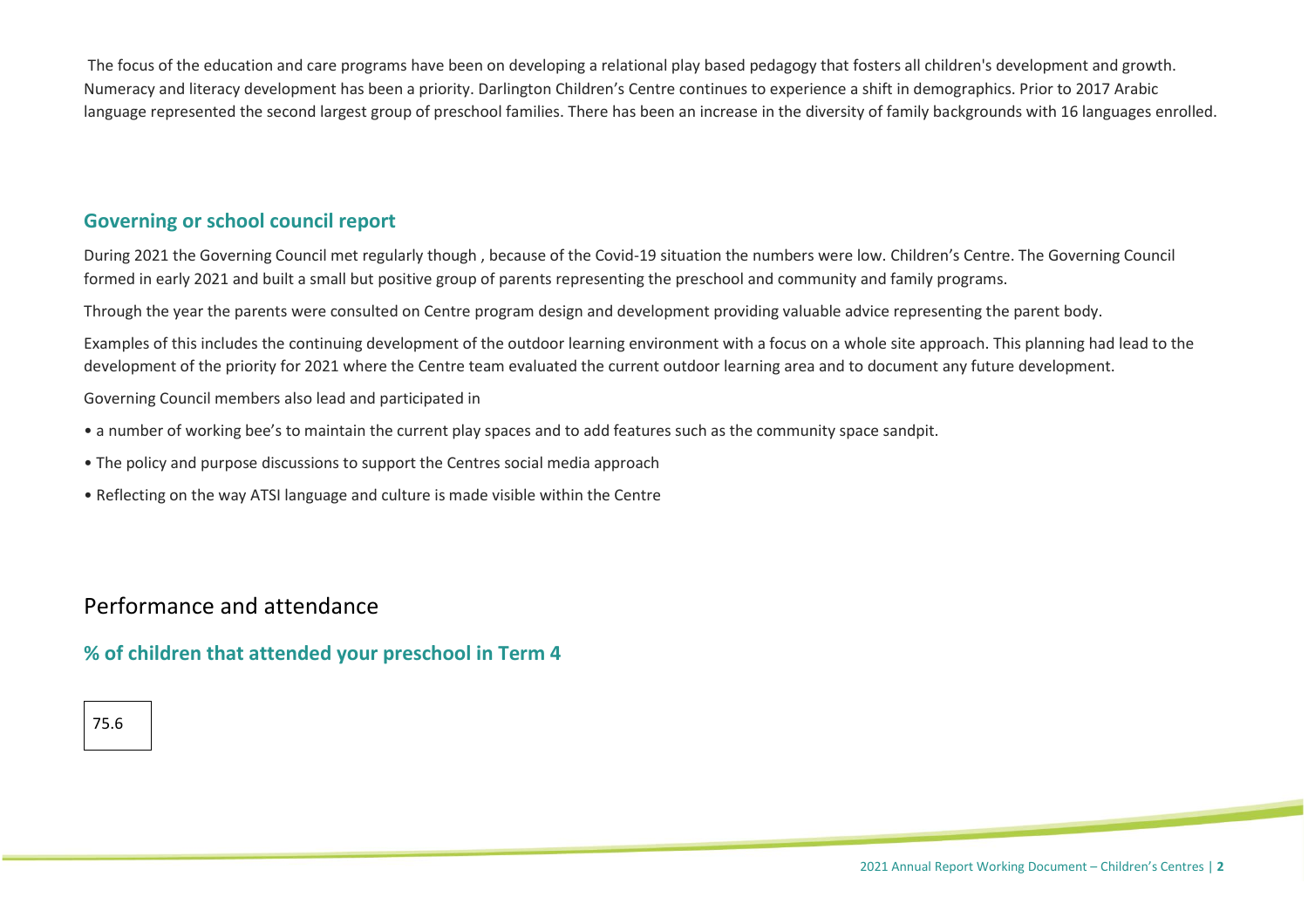The focus of the education and care programs have been on developing a relational play based pedagogy that fosters all children's development and growth. Numeracy and literacy development has been a priority. Darlington Children's Centre continues to experience a shift in demographics. Prior to 2017 Arabic language represented the second largest group of preschool families. There has been an increase in the diversity of family backgrounds with 16 languages enrolled.

## Governing or school council report

During 2021 the Governing Council met regularly though , because of the Covid-19 situation the numbers were low. Children's Centre. The Governing Council formed in early 2021 and built a small but positive group of parents representing the preschool and community and family programs.

Through the year the parents were consulted on Centre program design and development providing valuable advice representing the parent body.

Examples of this includes the continuing development of the outdoor learning environment with a focus on a whole site approach. This planning had lead to the development of the priority for 2021 where the Centre team evaluated the current outdoor learning area and to document any future development.

Governing Council members also lead and participated in

- a number of working bee's to maintain the current play spaces and to add features such as the community space sandpit.
- The policy and purpose discussions to support the Centres social media approach
- Reflecting on the way ATSI language and culture is made visible within the Centre

# Performance and attendance

## % of children that attended your preschool in Term 4

| 75.6 |
|---|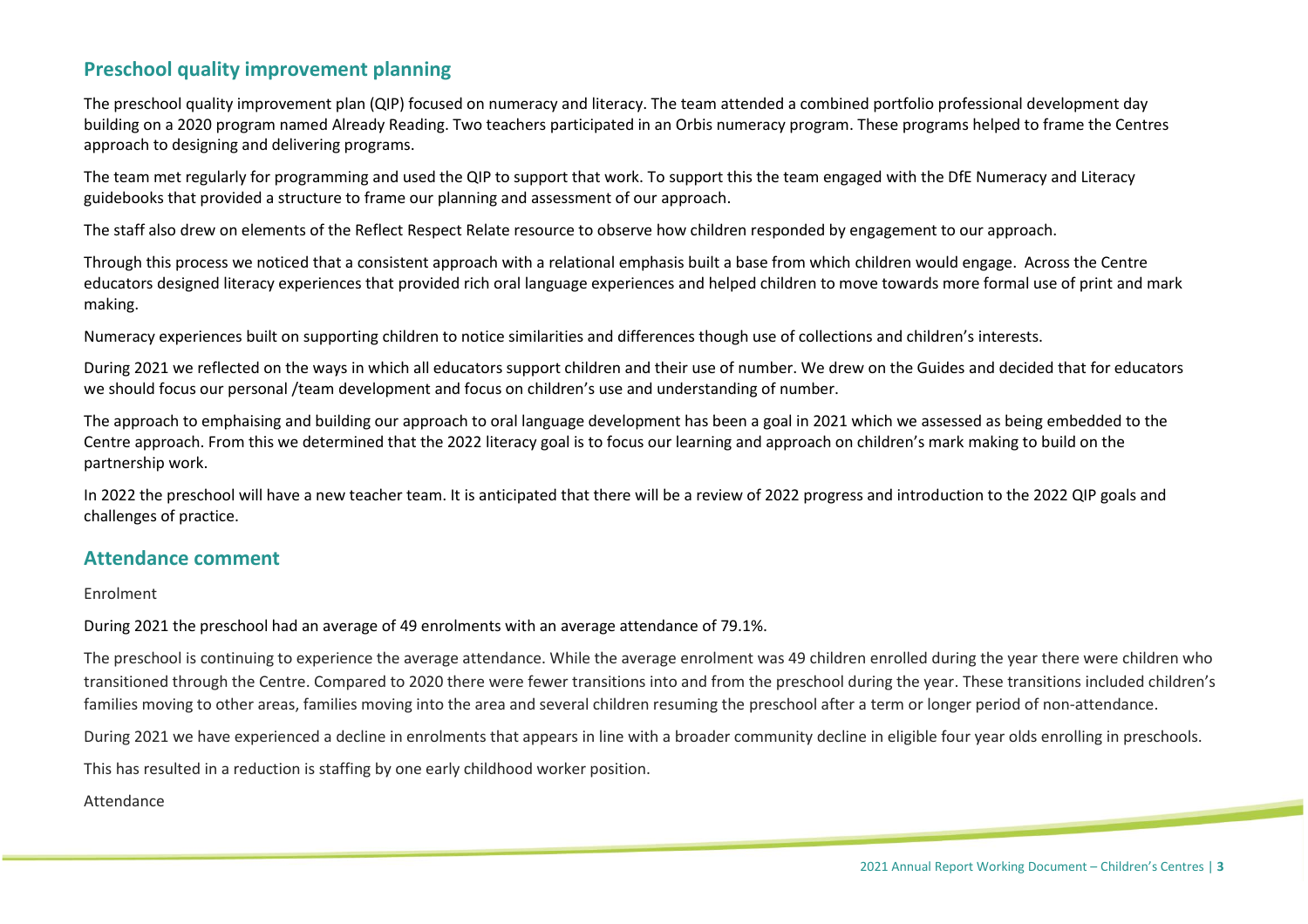## Preschool quality improvement planning

The preschool quality improvement plan (QIP) focused on numeracy and literacy. The team attended a combined portfolio professional development day building on a 2020 program named Already Reading. Two teachers participated in an Orbis numeracy program. These programs helped to frame the Centres approach to designing and delivering programs.

The team met regularly for programming and used the QIP to support that work. To support this the team engaged with the DfE Numeracy and Literacy guidebooks that provided a structure to frame our planning and assessment of our approach.

The staff also drew on elements of the Reflect Respect Relate resource to observe how children responded by engagement to our approach.

Through this process we noticed that a consistent approach with a relational emphasis built a base from which children would engage. Across the Centre educators designed literacy experiences that provided rich oral language experiences and helped children to move towards more formal use of print and mark making.

Numeracy experiences built on supporting children to notice similarities and differences though use of collections and children's interests.

During 2021 we reflected on the ways in which all educators support children and their use of number. We drew on the Guides and decided that for educators we should focus our personal /team development and focus on children's use and understanding of number.

The approach to emphaising and building our approach to oral language development has been a goal in 2021 which we assessed as being embedded to the Centre approach. From this we determined that the 2022 literacy goal is to focus our learning and approach on children's mark making to build on the partnership work.

In 2022 the preschool will have a new teacher team. It is anticipated that there will be a review of 2022 progress and introduction to the 2022 QIP goals and challenges of practice.

## Attendance comment

Enrolment

During 2021 the preschool had an average of 49 enrolments with an average attendance of 79.1%.

The preschool is continuing to experience the average attendance. While the average enrolment was 49 children enrolled during the year there were children who transitioned through the Centre. Compared to 2020 there were fewer transitions into and from the preschool during the year. These transitions included children's families moving to other areas, families moving into the area and several children resuming the preschool after a term or longer period of non-attendance.

During 2021 we have experienced a decline in enrolments that appears in line with a broader community decline in eligible four year olds enrolling in preschools.

This has resulted in a reduction is staffing by one early childhood worker position.

Attendance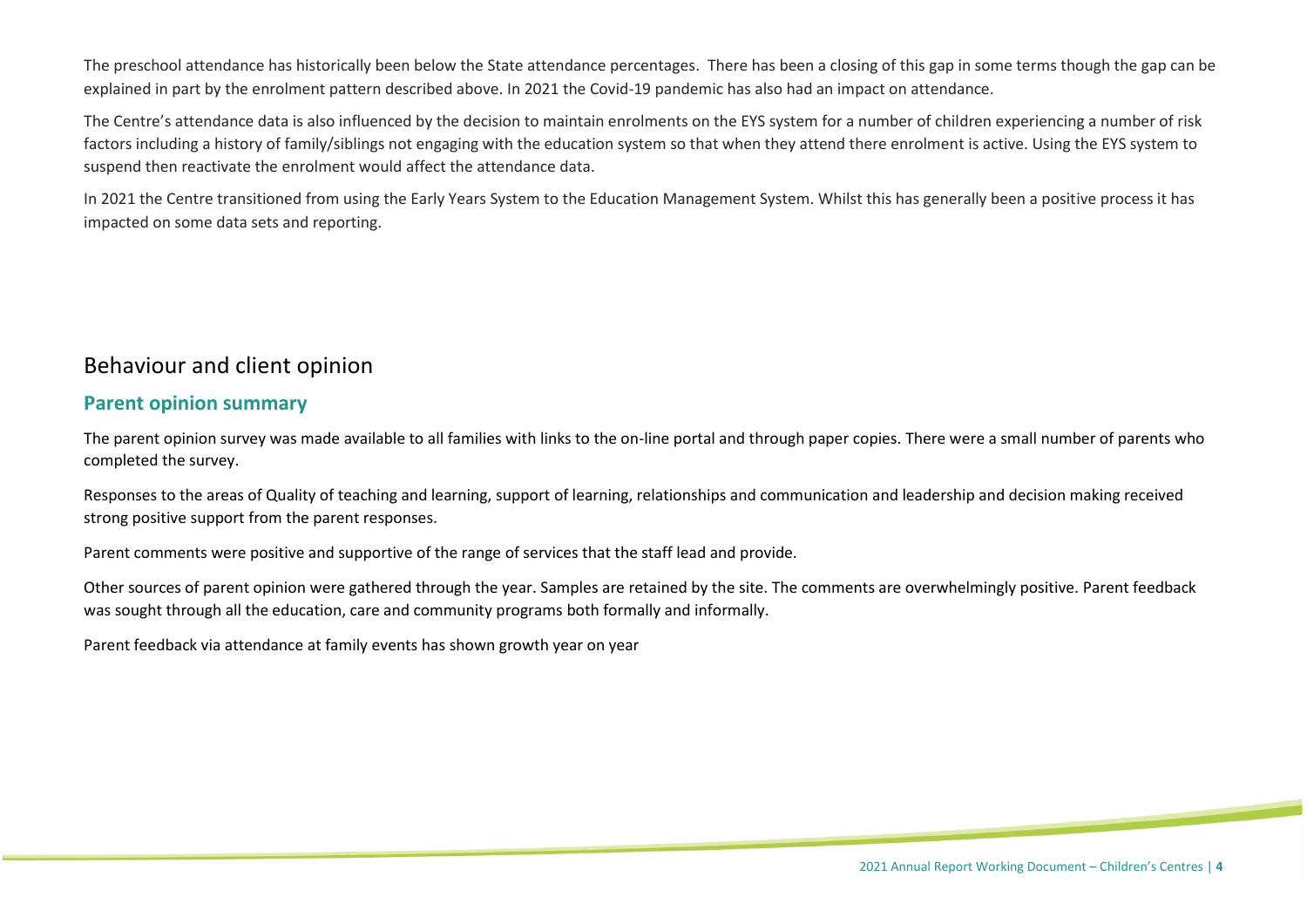The preschool attendance has historically been below the State attendance percentages.  There has been a closing of this gap in some terms though the gap can be explained in part by the enrolment pattern described above. In 2021 the Covid-19 pandemic has also had an impact on attendance.

The Centre's attendance data is also influenced by the decision to maintain enrolments on the EYS system for a number of children experiencing a number of risk factors including a history of family/siblings not engaging with the education system so that when they attend there enrolment is active. Using the EYS system to suspend then reactivate the enrolment would affect the attendance data.

In 2021 the Centre transitioned from using the Early Years System to the Education Management System. Whilst this has generally been a positive process it has impacted on some data sets and reporting.

# Behaviour and client opinion

## Parent opinion summary

The parent opinion survey was made available to all families with links to the on-line portal and through paper copies. There were a small number of parents who completed the survey.

Responses to the areas of Quality of teaching and learning, support of learning, relationships and communication and leadership and decision making received strong positive support from the parent responses.

Parent comments were positive and supportive of the range of services that the staff lead and provide.

Other sources of parent opinion were gathered through the year. Samples are retained by the site. The comments are overwhelmingly positive. Parent feedback was sought through all the education, care and community programs both formally and informally.

Parent feedback via attendance at family events has shown growth year on year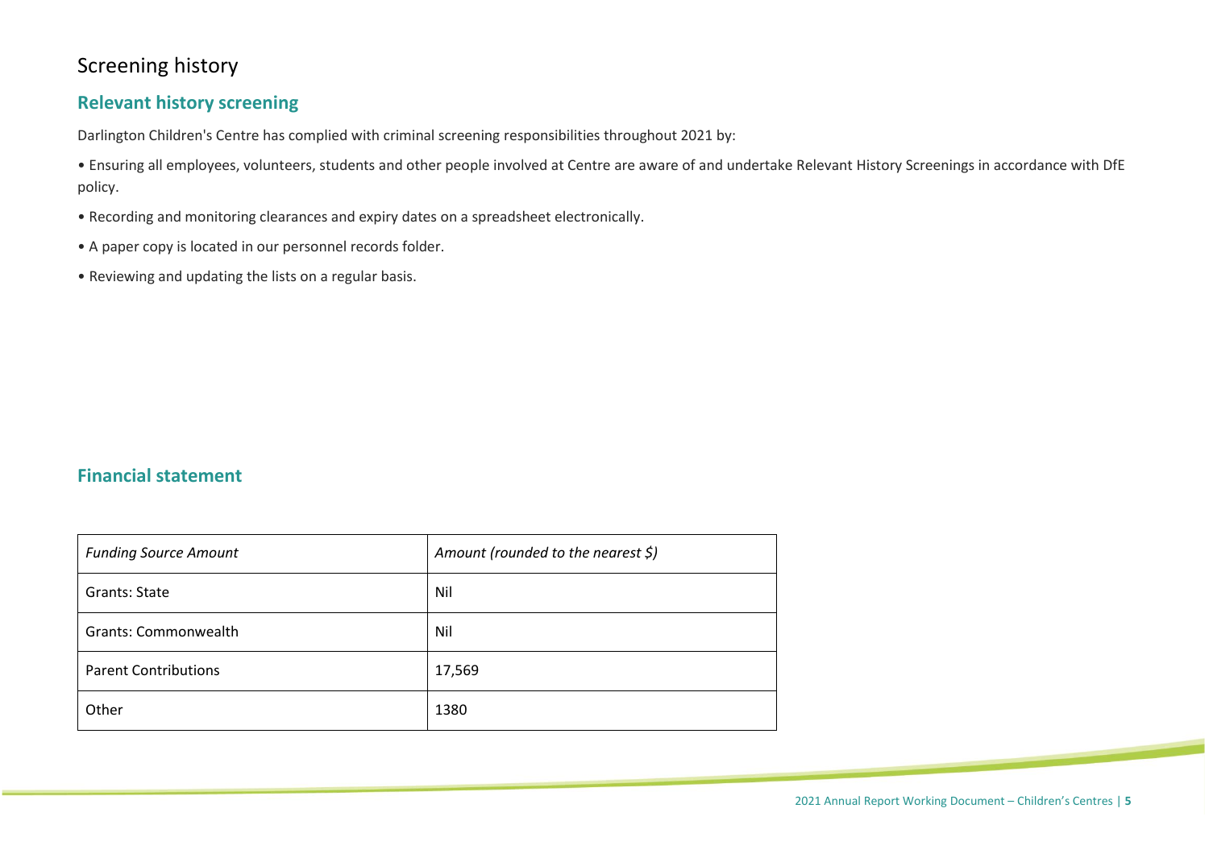# Screening history

## Relevant history screening

Darlington Children's Centre has complied with criminal screening responsibilities throughout 2021 by:

- Ensuring all employees, volunteers, students and other people involved at Centre are aware of and undertake Relevant History Screenings in accordance with DfE policy.
- Recording and monitoring clearances and expiry dates on a spreadsheet electronically.
- A paper copy is located in our personnel records folder.
- Reviewing and updating the lists on a regular basis.

## Financial statement

| *Funding Source Amount* | *Amount (rounded to the nearest $)* |
|---|---|
| Grants: State | Nil |
| Grants: Commonwealth | Nil |
| Parent Contributions | 17,569 |
| Other | 1380 |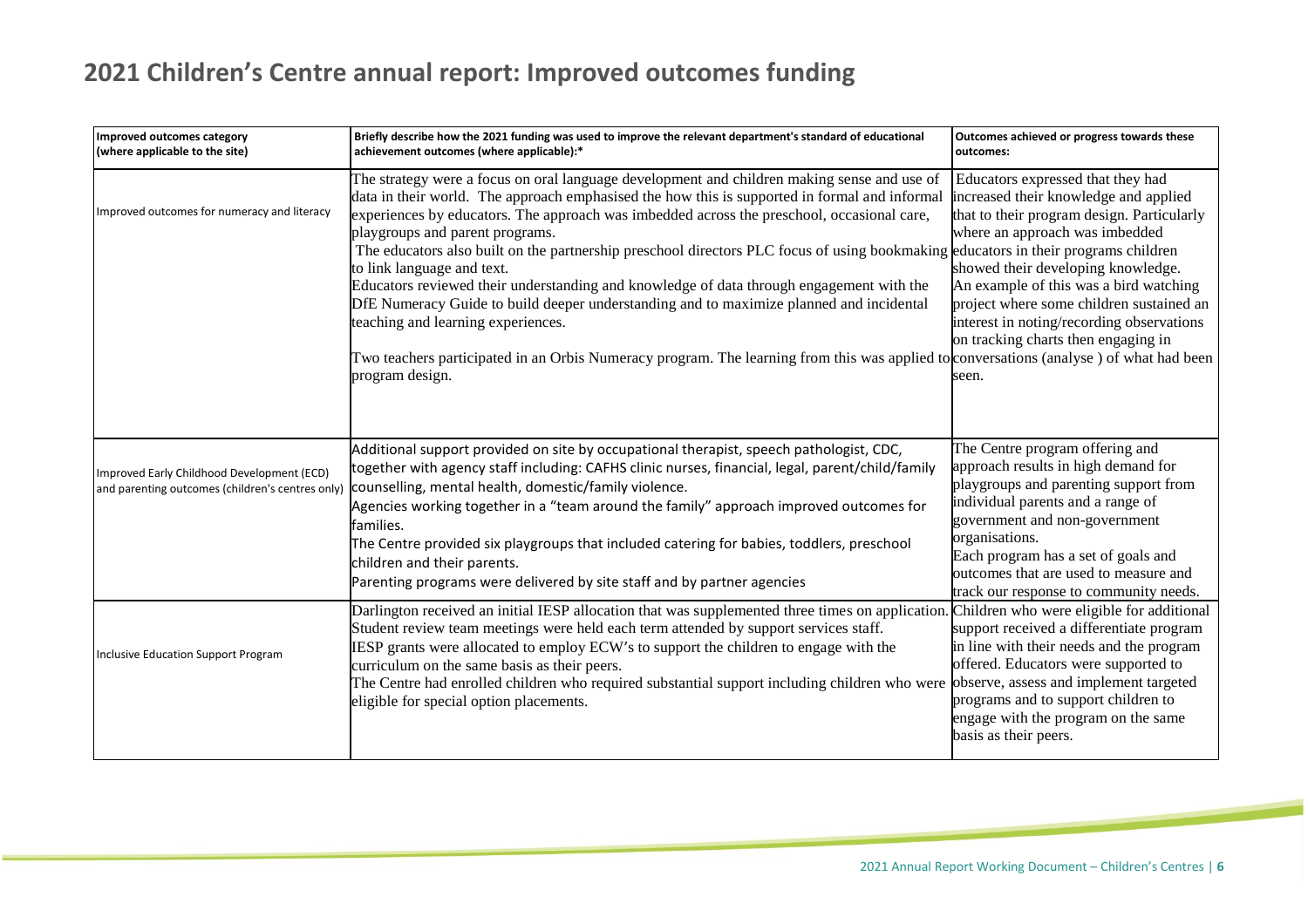# 2021 Children's Centre annual report: Improved outcomes funding

| Improved outcomes category (where applicable to the site) | Briefly describe how the 2021 funding was used to improve the relevant department's standard of educational achievement outcomes (where applicable):* | Outcomes achieved or progress towards these outcomes: |
|---|---|---|
| Improved outcomes for numeracy and literacy | The strategy were a focus on oral language development and children making sense and use of data in their world. The approach emphasised the how this is supported in formal and informal experiences by educators. The approach was imbedded across the preschool, occasional care, playgroups and parent programs.<br>The educators also built on the partnership preschool directors PLC focus of using bookmaking to link language and text.<br>Educators reviewed their understanding and knowledge of data through engagement with the DfE Numeracy Guide to build deeper understanding and to maximize planned and incidental teaching and learning experiences.<br>Two teachers participated in an Orbis Numeracy program. The learning from this was applied to program design. | Educators expressed that they had increased their knowledge and applied that to their program design. Particularly where an approach was imbedded educators in their programs children showed their developing knowledge. An example of this was a bird watching project where some children sustained an interest in noting/recording observations on tracking charts then engaging in conversations (analyse ) of what had been seen. |
| Improved Early Childhood Development (ECD) and parenting outcomes (children's centres only) | Additional support provided on site by occupational therapist, speech pathologist, CDC, together with agency staff including: CAFHS clinic nurses, financial, legal, parent/child/family counselling, mental health, domestic/family violence.<br>Agencies working together in a "team around the family" approach improved outcomes for families.<br>The Centre provided six playgroups that included catering for babies, toddlers, preschool children and their parents.<br>Parenting programs were delivered by site staff and by partner agencies | The Centre program offering and approach results in high demand for playgroups and parenting support from individual parents and a range of government and non-government organisations.<br>Each program has a set of goals and outcomes that are used to measure and track our response to community needs. |
| Inclusive Education Support Program | Darlington received an initial IESP allocation that was supplemented three times on application.<br>Student review team meetings were held each term attended by support services staff.<br>IESP grants were allocated to employ ECW's to support the children to engage with the curriculum on the same basis as their peers.<br>The Centre had enrolled children who required substantial support including children who were eligible for special option placements. | Children who were eligible for additional support received a differentiate program in line with their needs and the program offered. Educators were supported to observe, assess and implement targeted programs and to support children to engage with the program on the same basis as their peers. |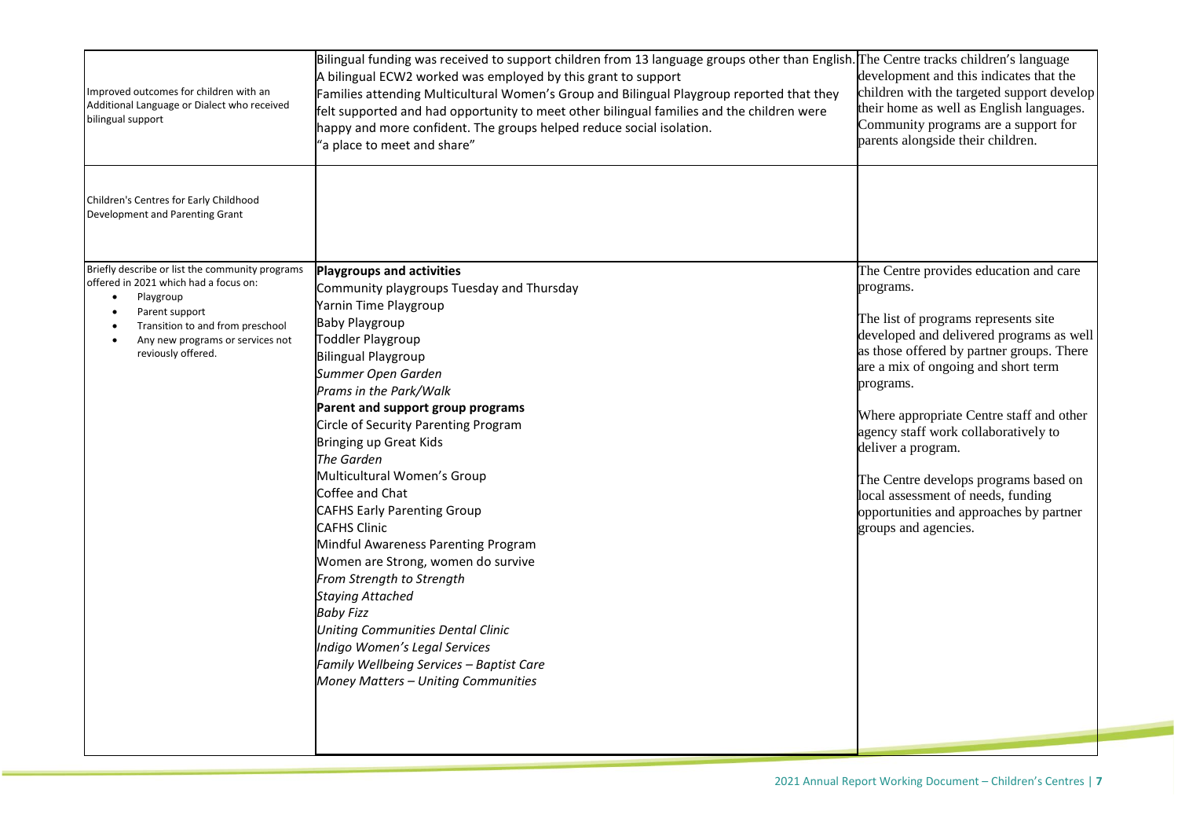| | | |
|---|---|---|
| Improved outcomes for children with an Additional Language or Dialect who received bilingual support | Bilingual funding was received to support children from 13 language groups other than English.<br>A bilingual ECW2 worked was employed by this grant to support<br>Families attending Multicultural Women's Group and Bilingual Playgroup reported that they felt supported and had opportunity to meet other bilingual families and the children were happy and more confident. The groups helped reduce social isolation.<br>"a place to meet and share" | The Centre tracks children's language development and this indicates that the children with the targeted support develop their home as well as English languages. Community programs are a support for parents alongside their children. |
| Children's Centres for Early Childhood Development and Parenting Grant | | |
| Briefly describe or list the community programs offered in 2021 which had a focus on:<br>• Playgroup<br>• Parent support<br>• Transition to and from preschool<br>• Any new programs or services not reviously offered. | **Playgroups and activities**<br>Community playgroups Tuesday and Thursday<br>Yarnin Time Playgroup<br>Baby Playgroup<br>Toddler Playgroup<br>Bilingual Playgroup<br>*Summer Open Garden*<br>*Prams in the Park/Walk*<br>**Parent and support group programs**<br>Circle of Security Parenting Program<br>Bringing up Great Kids<br>*The Garden*<br>Multicultural Women's Group<br>Coffee and Chat<br>CAFHS Early Parenting Group<br>CAFHS Clinic<br>Mindful Awareness Parenting Program<br>Women are Strong, women do survive<br>*From Strength to Strength*<br>*Staying Attached*<br>*Baby Fizz*<br>*Uniting Communities Dental Clinic*<br>*Indigo Women's Legal Services*<br>*Family Wellbeing Services – Baptist Care*<br>*Money Matters – Uniting Communities* | The Centre provides education and care programs.<br><br>The list of programs represents site developed and delivered programs as well as those offered by partner groups. There are a mix of ongoing and short term programs.<br><br>Where appropriate Centre staff and other agency staff work collaboratively to deliver a program.<br><br>The Centre develops programs based on local assessment of needs, funding opportunities and approaches by partner groups and agencies. |